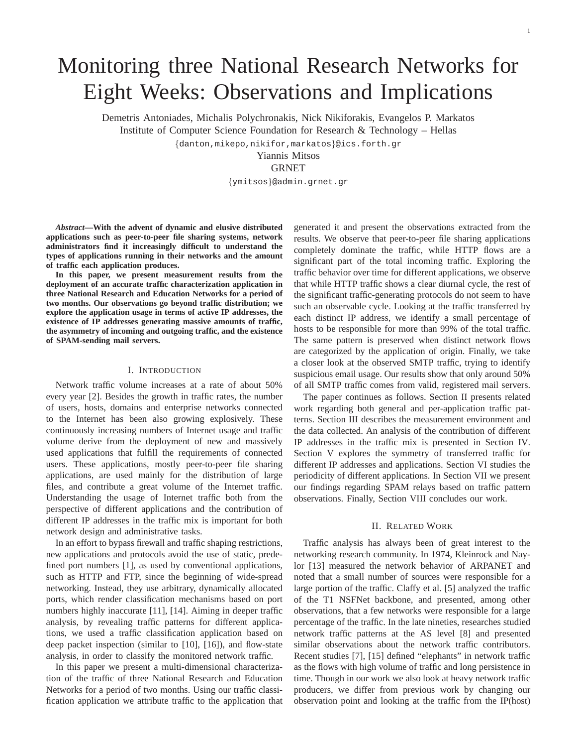# Monitoring three National Research Networks for Eight Weeks: Observations and Implications

Demetris Antoniades, Michalis Polychronakis, Nick Nikiforakis, Evangelos P. Markatos
Institute of Computer Science Foundation for Research & Technology – Hellas
{danton,mikepo,nikifor,markatos}@ics.forth.gr
Yiannis Mitsos
GRNET
{ymitsos}@admin.grnet.gr

***Abstract*—With the advent of dynamic and elusive distributed applications such as peer-to-peer file sharing systems, network administrators find it increasingly difficult to understand the types of applications running in their networks and the amount of traffic each application produces.**

**In this paper, we present measurement results from the deployment of an accurate traffic characterization application in three National Research and Education Networks for a period of two months. Our observations go beyond traffic distribution; we explore the application usage in terms of active IP addresses, the existence of IP addresses generating massive amounts of traffic, the asymmetry of incoming and outgoing traffic, and the existence of SPAM-sending mail servers.**

## I. Introduction

Network traffic volume increases at a rate of about 50% every year [2]. Besides the growth in traffic rates, the number of users, hosts, domains and enterprise networks connected to the Internet has been also growing explosively. These continuously increasing numbers of Internet usage and traffic volume derive from the deployment of new and massively used applications that fulfill the requirements of connected users. These applications, mostly peer-to-peer file sharing applications, are used mainly for the distribution of large files, and contribute a great volume of the Internet traffic. Understanding the usage of Internet traffic both from the perspective of different applications and the contribution of different IP addresses in the traffic mix is important for both network design and administrative tasks.

In an effort to bypass firewall and traffic shaping restrictions, new applications and protocols avoid the use of static, predefined port numbers [1], as used by conventional applications, such as HTTP and FTP, since the beginning of wide-spread networking. Instead, they use arbitrary, dynamically allocated ports, which render classification mechanisms based on port numbers highly inaccurate [11], [14]. Aiming in deeper traffic analysis, by revealing traffic patterns for different applications, we used a traffic classification application based on deep packet inspection (similar to [10], [16]), and flow-state analysis, in order to classify the monitored network traffic.

In this paper we present a multi-dimensional characterization of the traffic of three National Research and Education Networks for a period of two months. Using our traffic classification application we attribute traffic to the application that generated it and present the observations extracted from the results. We observe that peer-to-peer file sharing applications completely dominate the traffic, while HTTP flows are a significant part of the total incoming traffic. Exploring the traffic behavior over time for different applications, we observe that while HTTP traffic shows a clear diurnal cycle, the rest of the significant traffic-generating protocols do not seem to have such an observable cycle. Looking at the traffic transferred by each distinct IP address, we identify a small percentage of hosts to be responsible for more than 99% of the total traffic. The same pattern is preserved when distinct network flows are categorized by the application of origin. Finally, we take a closer look at the observed SMTP traffic, trying to identify suspicious email usage. Our results show that only around 50% of all SMTP traffic comes from valid, registered mail servers.

The paper continues as follows. Section II presents related work regarding both general and per-application traffic patterns. Section III describes the measurement environment and the data collected. An analysis of the contribution of different IP addresses in the traffic mix is presented in Section IV. Section V explores the symmetry of transferred traffic for different IP addresses and applications. Section VI studies the periodicity of different applications. In Section VII we present our findings regarding SPAM relays based on traffic pattern observations. Finally, Section VIII concludes our work.

## II. Related Work

Traffic analysis has always been of great interest to the networking research community. In 1974, Kleinrock and Naylor [13] measured the network behavior of ARPANET and noted that a small number of sources were responsible for a large portion of the traffic. Claffy et al. [5] analyzed the traffic of the T1 NSFNet backbone, and presented, among other observations, that a few networks were responsible for a large percentage of the traffic. In the late nineties, researches studied network traffic patterns at the AS level [8] and presented similar observations about the network traffic contributors. Recent studies [7], [15] defined "elephants" in network traffic as the flows with high volume of traffic and long persistence in time. Though in our work we also look at heavy network traffic producers, we differ from previous work by changing our observation point and looking at the traffic from the IP(host)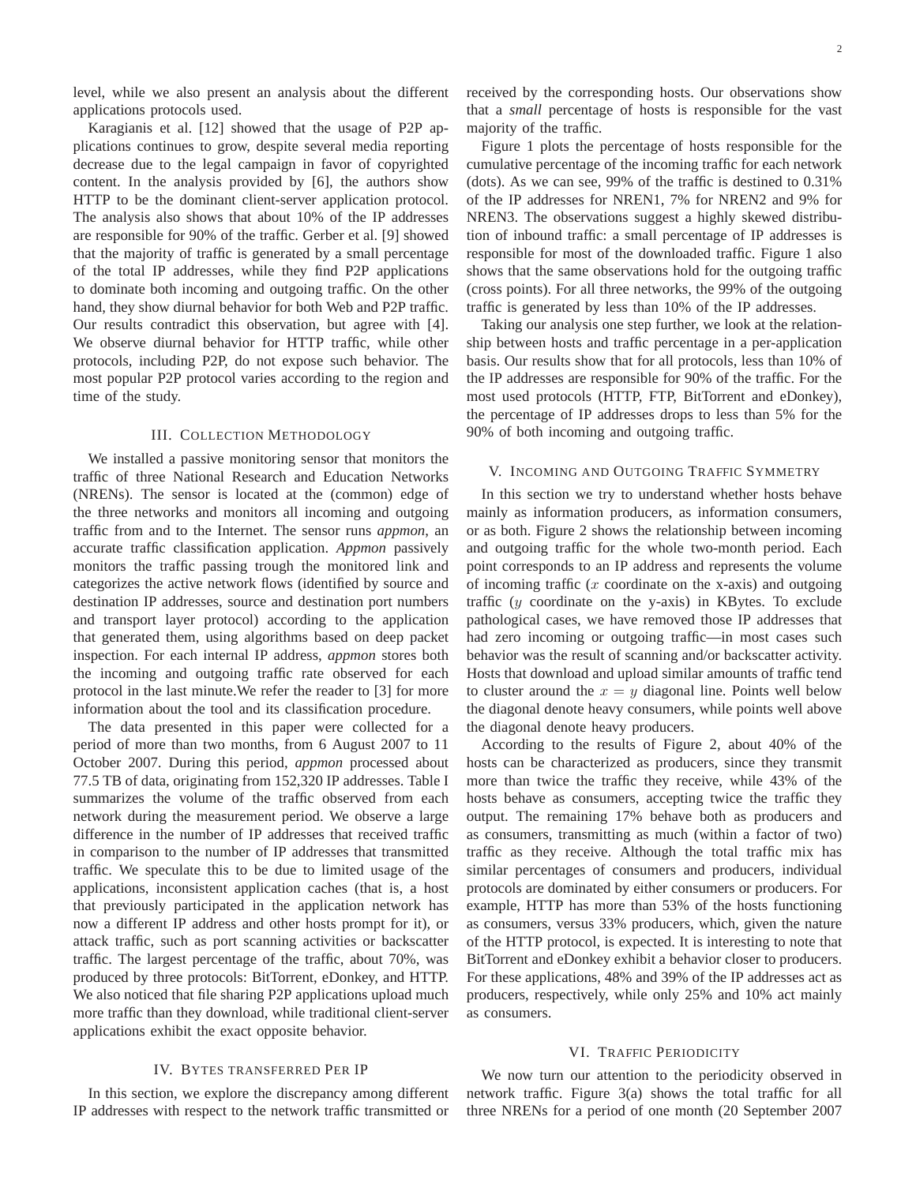level, while we also present an analysis about the different applications protocols used.

Karagianis et al. [12] showed that the usage of P2P applications continues to grow, despite several media reporting decrease due to the legal campaign in favor of copyrighted content. In the analysis provided by [6], the authors show HTTP to be the dominant client-server application protocol. The analysis also shows that about 10% of the IP addresses are responsible for 90% of the traffic. Gerber et al. [9] showed that the majority of traffic is generated by a small percentage of the total IP addresses, while they find P2P applications to dominate both incoming and outgoing traffic. On the other hand, they show diurnal behavior for both Web and P2P traffic. Our results contradict this observation, but agree with [4]. We observe diurnal behavior for HTTP traffic, while other protocols, including P2P, do not expose such behavior. The most popular P2P protocol varies according to the region and time of the study.

## III. Collection Methodology

We installed a passive monitoring sensor that monitors the traffic of three National Research and Education Networks (NRENs). The sensor is located at the (common) edge of the three networks and monitors all incoming and outgoing traffic from and to the Internet. The sensor runs *appmon*, an accurate traffic classification application. *Appmon* passively monitors the traffic passing trough the monitored link and categorizes the active network flows (identified by source and destination IP addresses, source and destination port numbers and transport layer protocol) according to the application that generated them, using algorithms based on deep packet inspection. For each internal IP address, *appmon* stores both the incoming and outgoing traffic rate observed for each protocol in the last minute.We refer the reader to [3] for more information about the tool and its classification procedure.

The data presented in this paper were collected for a period of more than two months, from 6 August 2007 to 11 October 2007. During this period, *appmon* processed about 77.5 TB of data, originating from 152,320 IP addresses. Table I summarizes the volume of the traffic observed from each network during the measurement period. We observe a large difference in the number of IP addresses that received traffic in comparison to the number of IP addresses that transmitted traffic. We speculate this to be due to limited usage of the applications, inconsistent application caches (that is, a host that previously participated in the application network has now a different IP address and other hosts prompt for it), or attack traffic, such as port scanning activities or backscatter traffic. The largest percentage of the traffic, about 70%, was produced by three protocols: BitTorrent, eDonkey, and HTTP. We also noticed that file sharing P2P applications upload much more traffic than they download, while traditional client-server applications exhibit the exact opposite behavior.

## IV. Bytes transferred Per IP

In this section, we explore the discrepancy among different IP addresses with respect to the network traffic transmitted or received by the corresponding hosts. Our observations show that a *small* percentage of hosts is responsible for the vast majority of the traffic.

Figure 1 plots the percentage of hosts responsible for the cumulative percentage of the incoming traffic for each network (dots). As we can see, 99% of the traffic is destined to 0.31% of the IP addresses for NREN1, 7% for NREN2 and 9% for NREN3. The observations suggest a highly skewed distribution of inbound traffic: a small percentage of IP addresses is responsible for most of the downloaded traffic. Figure 1 also shows that the same observations hold for the outgoing traffic (cross points). For all three networks, the 99% of the outgoing traffic is generated by less than 10% of the IP addresses.

Taking our analysis one step further, we look at the relationship between hosts and traffic percentage in a per-application basis. Our results show that for all protocols, less than 10% of the IP addresses are responsible for 90% of the traffic. For the most used protocols (HTTP, FTP, BitTorrent and eDonkey), the percentage of IP addresses drops to less than 5% for the 90% of both incoming and outgoing traffic.

## V. Incoming and Outgoing Traffic Symmetry

In this section we try to understand whether hosts behave mainly as information producers, as information consumers, or as both. Figure 2 shows the relationship between incoming and outgoing traffic for the whole two-month period. Each point corresponds to an IP address and represents the volume of incoming traffic ($x$ coordinate on the x-axis) and outgoing traffic ($y$ coordinate on the y-axis) in KBytes. To exclude pathological cases, we have removed those IP addresses that had zero incoming or outgoing traffic—in most cases such behavior was the result of scanning and/or backscatter activity. Hosts that download and upload similar amounts of traffic tend to cluster around the $x = y$ diagonal line. Points well below the diagonal denote heavy consumers, while points well above the diagonal denote heavy producers.

According to the results of Figure 2, about 40% of the hosts can be characterized as producers, since they transmit more than twice the traffic they receive, while 43% of the hosts behave as consumers, accepting twice the traffic they output. The remaining 17% behave both as producers and as consumers, transmitting as much (within a factor of two) traffic as they receive. Although the total traffic mix has similar percentages of consumers and producers, individual protocols are dominated by either consumers or producers. For example, HTTP has more than 53% of the hosts functioning as consumers, versus 33% producers, which, given the nature of the HTTP protocol, is expected. It is interesting to note that BitTorrent and eDonkey exhibit a behavior closer to producers. For these applications, 48% and 39% of the IP addresses act as producers, respectively, while only 25% and 10% act mainly as consumers.

## VI. Traffic Periodicity

We now turn our attention to the periodicity observed in network traffic. Figure 3(a) shows the total traffic for all three NRENs for a period of one month (20 September 2007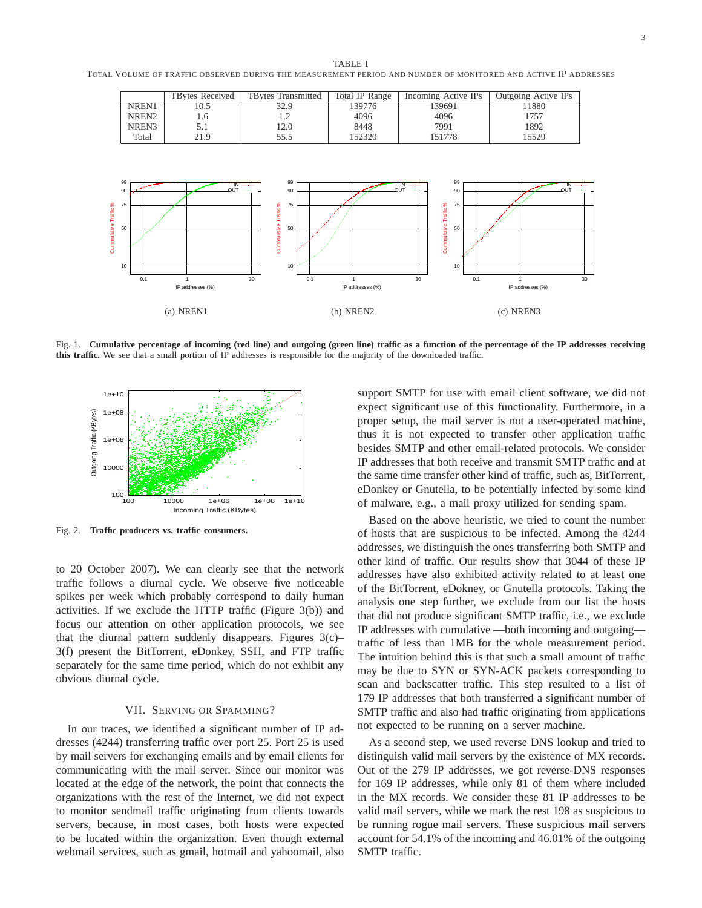TABLE I

TOTAL VOLUME OF TRAFFIC OBSERVED DURING THE MEASUREMENT PERIOD AND NUMBER OF MONITORED AND ACTIVE IP ADDRESSES

| | TBytes Received | TBytes Transmitted | Total IP Range | Incoming Active IPs | Outgoing Active IPs |
|---|---|---|---|---|---|
| NREN1 | 10.5 | 32.9 | 139776 | 139691 | 11880 |
| NREN2 | 1.6 | 1.2 | 4096 | 4096 | 1757 |
| NREN3 | 5.1 | 12.0 | 8448 | 7991 | 1892 |
| Total | 21.9 | 55.5 | 152320 | 151778 | 15529 |

99
90
75
50
10
Cummulative Traffic %
IN
OUT
0.1
1
30
IP addresses (%)

(a) NREN1

(b) NREN2

(c) NREN3

Fig. 1. **Cumulative percentage of incoming (red line) and outgoing (green line) traffic as a function of the percentage of the IP addresses receiving this traffic.** We see that a small portion of IP addresses is responsible for the majority of the downloaded traffic.

1e+10
1e+08
1e+06
10000
100
Outgoing Traffic (KBytes)
100
10000
1e+06
1e+08
1e+10
Incoming Traffic (KBytes)

Fig. 2. **Traffic producers vs. traffic consumers.**

to 20 October 2007). We can clearly see that the network traffic follows a diurnal cycle. We observe five noticeable spikes per week which probably correspond to daily human activities. If we exclude the HTTP traffic (Figure 3(b)) and focus our attention on other application protocols, we see that the diurnal pattern suddenly disappears. Figures 3(c)–3(f) present the BitTorrent, eDonkey, SSH, and FTP traffic separately for the same time period, which do not exhibit any obvious diurnal cycle.

## VII. SERVING OR SPAMMING?

In our traces, we identified a significant number of IP addresses (4244) transferring traffic over port 25. Port 25 is used by mail servers for exchanging emails and by email clients for communicating with the mail server. Since our monitor was located at the edge of the network, the point that connects the organizations with the rest of the Internet, we did not expect to monitor sendmail traffic originating from clients towards servers, because, in most cases, both hosts were expected to be located within the organization. Even though external webmail services, such as gmail, hotmail and yahoomail, also support SMTP for use with email client software, we did not expect significant use of this functionality. Furthermore, in a proper setup, the mail server is not a user-operated machine, thus it is not expected to transfer other application traffic besides SMTP and other email-related protocols. We consider IP addresses that both receive and transmit SMTP traffic and at the same time transfer other kind of traffic, such as, BitTorrent, eDonkey or Gnutella, to be potentially infected by some kind of malware, e.g., a mail proxy utilized for sending spam.

Based on the above heuristic, we tried to count the number of hosts that are suspicious to be infected. Among the 4244 addresses, we distinguish the ones transferring both SMTP and other kind of traffic. Our results show that 3044 of these IP addresses have also exhibited activity related to at least one of the BitTorrent, eDokney, or Gnutella protocols. Taking the analysis one step further, we exclude from our list the hosts that did not produce significant SMTP traffic, i.e., we exclude IP addresses with cumulative —both incoming and outgoing—traffic of less than 1MB for the whole measurement period. The intuition behind this is that such a small amount of traffic may be due to SYN or SYN-ACK packets corresponding to scan and backscatter traffic. This step resulted to a list of 179 IP addresses that both transferred a significant number of SMTP traffic and also had traffic originating from applications not expected to be running on a server machine.

As a second step, we used reverse DNS lookup and tried to distinguish valid mail servers by the existence of MX records. Out of the 279 IP addresses, we got reverse-DNS responses for 169 IP addresses, while only 81 of them where included in the MX records. We consider these 81 IP addresses to be valid mail servers, while we mark the rest 198 as suspicious to be running rogue mail servers. These suspicious mail servers account for 54.1% of the incoming and 46.01% of the outgoing SMTP traffic.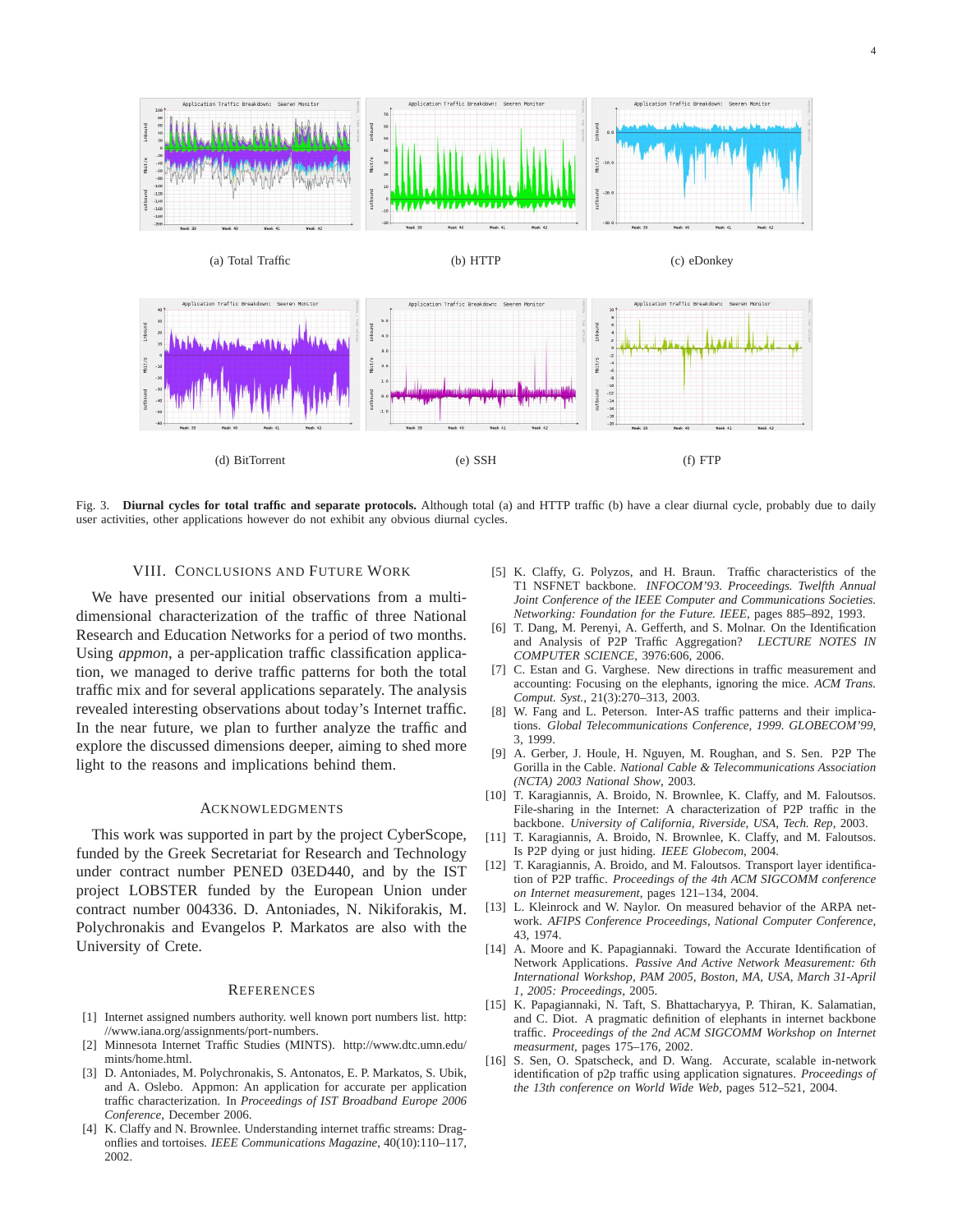(a) Total Traffic

(b) HTTP

(c) eDonkey

(d) BitTorrent

(e) SSH

(f) FTP

Fig. 3. **Diurnal cycles for total traffic and separate protocols.** Although total (a) and HTTP traffic (b) have a clear diurnal cycle, probably due to daily user activities, other applications however do not exhibit any obvious diurnal cycles.

## VIII. Conclusions and Future Work

We have presented our initial observations from a multi-dimensional characterization of the traffic of three National Research and Education Networks for a period of two months. Using *appmon*, a per-application traffic classification application, we managed to derive traffic patterns for both the total traffic mix and for several applications separately. The analysis revealed interesting observations about today's Internet traffic. In the near future, we plan to further analyze the traffic and explore the discussed dimensions deeper, aiming to shed more light to the reasons and implications behind them.

## Acknowledgments

This work was supported in part by the project CyberScope, funded by the Greek Secretariat for Research and Technology under contract number PENED 03ED440, and by the IST project LOBSTER funded by the European Union under contract number 004336. D. Antoniades, N. Nikiforakis, M. Polychronakis and Evangelos P. Markatos are also with the University of Crete.

## References

[1] Internet assigned numbers authority. well known port numbers list. http://www.iana.org/assignments/port-numbers.

[2] Minnesota Internet Traffic Studies (MINTS). http://www.dtc.umn.edu/mints/home.html.

[3] D. Antoniades, M. Polychronakis, S. Antonatos, E. P. Markatos, S. Ubik, and A. Oslebo. Appmon: An application for accurate per application traffic characterization. In *Proceedings of IST Broadband Europe 2006 Conference*, December 2006.

[4] K. Claffy and N. Brownlee. Understanding internet traffic streams: Dragonflies and tortoises. *IEEE Communications Magazine*, 40(10):110–117, 2002.

[5] K. Claffy, G. Polyzos, and H. Braun. Traffic characteristics of the T1 NSFNET backbone. *INFOCOM'93. Proceedings. Twelfth Annual Joint Conference of the IEEE Computer and Communications Societies. Networking: Foundation for the Future. IEEE*, pages 885–892, 1993.

[6] T. Dang, M. Perenyi, A. Gefferth, and S. Molnar. On the Identification and Analysis of P2P Traffic Aggregation? *LECTURE NOTES IN COMPUTER SCIENCE*, 3976:606, 2006.

[7] C. Estan and G. Varghese. New directions in traffic measurement and accounting: Focusing on the elephants, ignoring the mice. *ACM Trans. Comput. Syst.*, 21(3):270–313, 2003.

[8] W. Fang and L. Peterson. Inter-AS traffic patterns and their implications. *Global Telecommunications Conference, 1999. GLOBECOM'99*, 3, 1999.

[9] A. Gerber, J. Houle, H. Nguyen, M. Roughan, and S. Sen. P2P The Gorilla in the Cable. *National Cable & Telecommunications Association (NCTA) 2003 National Show*, 2003.

[10] T. Karagiannis, A. Broido, N. Brownlee, K. Claffy, and M. Faloutsos. File-sharing in the Internet: A characterization of P2P traffic in the backbone. *University of California, Riverside, USA, Tech. Rep*, 2003.

[11] T. Karagiannis, A. Broido, N. Brownlee, K. Claffy, and M. Faloutsos. Is P2P dying or just hiding. *IEEE Globecom*, 2004.

[12] T. Karagiannis, A. Broido, and M. Faloutsos. Transport layer identification of P2P traffic. *Proceedings of the 4th ACM SIGCOMM conference on Internet measurement*, pages 121–134, 2004.

[13] L. Kleinrock and W. Naylor. On measured behavior of the ARPA network. *AFIPS Conference Proceedings, National Computer Conference*, 43, 1974.

[14] A. Moore and K. Papagiannaki. Toward the Accurate Identification of Network Applications. *Passive And Active Network Measurement: 6th International Workshop, PAM 2005, Boston, MA, USA, March 31-April 1, 2005: Proceedings*, 2005.

[15] K. Papagiannaki, N. Taft, S. Bhattacharyya, P. Thiran, K. Salamatian, and C. Diot. A pragmatic definition of elephants in internet backbone traffic. *Proceedings of the 2nd ACM SIGCOMM Workshop on Internet measurment*, pages 175–176, 2002.

[16] S. Sen, O. Spatscheck, and D. Wang. Accurate, scalable in-network identification of p2p traffic using application signatures. *Proceedings of the 13th conference on World Wide Web*, pages 512–521, 2004.